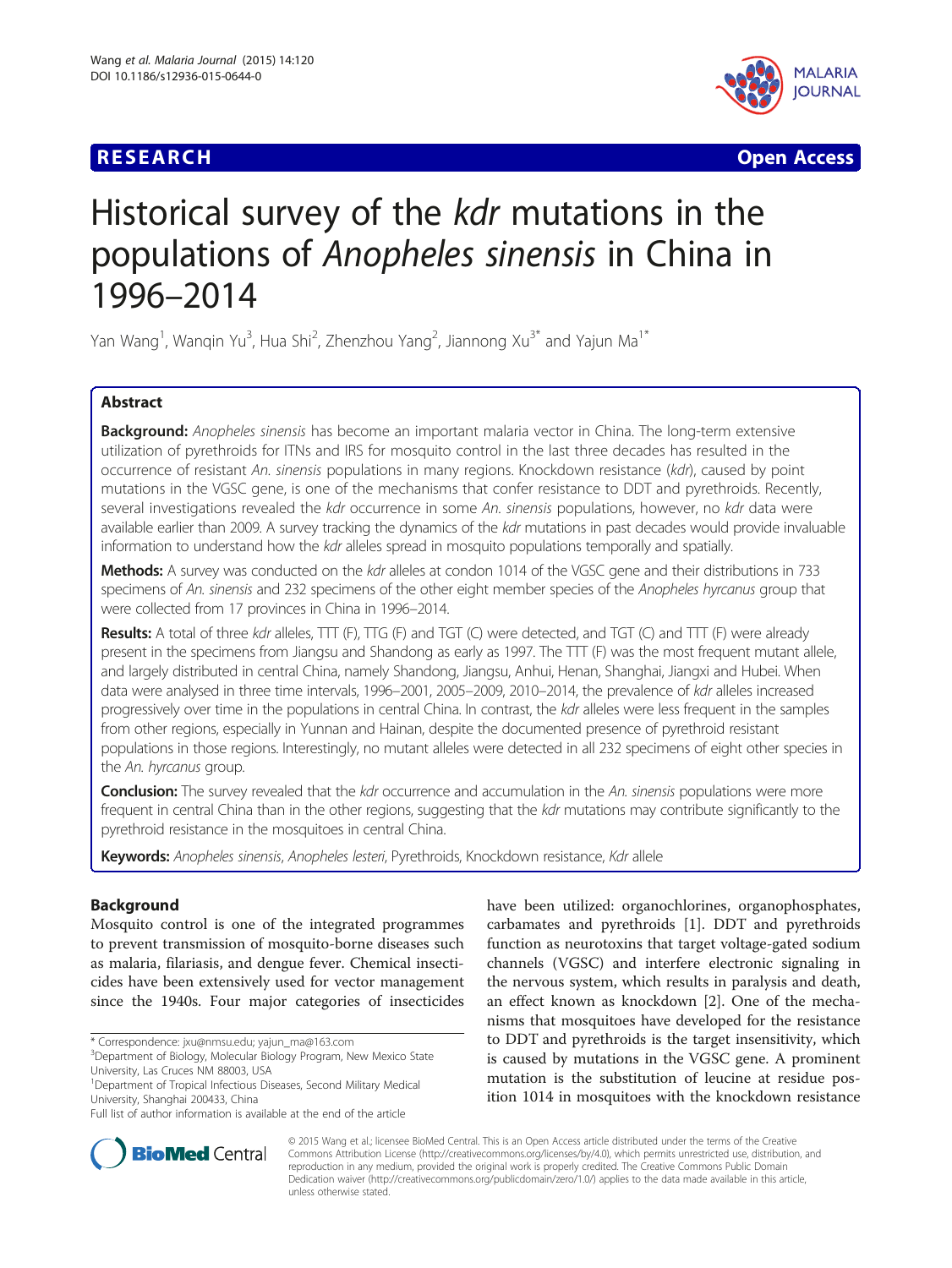**RESEARCH** **Open Access**

# Historical survey of the *kdr* mutations in the populations of *Anopheles sinensis* in China in 1996–2014

Yan Wang[1], Wanqin Yu[3], Hua Shi[2], Zhenzhou Yang[2], Jiannong Xu[3*] and Yajun Ma[1*]

## Abstract

**Background:** *Anopheles sinensis* has become an important malaria vector in China. The long-term extensive utilization of pyrethroids for ITNs and IRS for mosquito control in the last three decades has resulted in the occurrence of resistant *An. sinensis* populations in many regions. Knockdown resistance (*kdr*), caused by point mutations in the VGSC gene, is one of the mechanisms that confer resistance to DDT and pyrethroids. Recently, several investigations revealed the *kdr* occurrence in some *An. sinensis* populations, however, no *kdr* data were available earlier than 2009. A survey tracking the dynamics of the *kdr* mutations in past decades would provide invaluable information to understand how the *kdr* alleles spread in mosquito populations temporally and spatially.

**Methods:** A survey was conducted on the *kdr* alleles at condon 1014 of the VGSC gene and their distributions in 733 specimens of *An. sinensis* and 232 specimens of the other eight member species of the *Anopheles hyrcanus* group that were collected from 17 provinces in China in 1996–2014.

**Results:** A total of three *kdr* alleles, TTT (F), TTG (F) and TGT (C) were detected, and TGT (C) and TTT (F) were already present in the specimens from Jiangsu and Shandong as early as 1997. The TTT (F) was the most frequent mutant allele, and largely distributed in central China, namely Shandong, Jiangsu, Anhui, Henan, Shanghai, Jiangxi and Hubei. When data were analysed in three time intervals, 1996–2001, 2005–2009, 2010–2014, the prevalence of *kdr* alleles increased progressively over time in the populations in central China. In contrast, the *kdr* alleles were less frequent in the samples from other regions, especially in Yunnan and Hainan, despite the documented presence of pyrethroid resistant populations in those regions. Interestingly, no mutant alleles were detected in all 232 specimens of eight other species in the *An. hyrcanus* group.

**Conclusion:** The survey revealed that the *kdr* occurrence and accumulation in the *An. sinensis* populations were more frequent in central China than in the other regions, suggesting that the *kdr* mutations may contribute significantly to the pyrethroid resistance in the mosquitoes in central China.

**Keywords:** *Anopheles sinensis*, *Anopheles lesteri*, Pyrethroids, Knockdown resistance, *Kdr* allele

## Background

Mosquito control is one of the integrated programmes to prevent transmission of mosquito-borne diseases such as malaria, filariasis, and dengue fever. Chemical insecticides have been extensively used for vector management since the 1940s. Four major categories of insecticides have been utilized: organochlorines, organophosphates, carbamates and pyrethroids [1]. DDT and pyrethroids function as neurotoxins that target voltage-gated sodium channels (VGSC) and interfere electronic signaling in the nervous system, which results in paralysis and death, an effect known as knockdown [2]. One of the mechanisms that mosquitoes have developed for the resistance to DDT and pyrethroids is the target insensitivity, which is caused by mutations in the VGSC gene. A prominent mutation is the substitution of leucine at residue position 1014 in mosquitoes with the knockdown resistance

\* Correspondence: jxu@nmsu.edu; yajun_ma@163.com
[3]Department of Biology, Molecular Biology Program, New Mexico State University, Las Cruces NM 88003, USA
[1]Department of Tropical Infectious Diseases, Second Military Medical University, Shanghai 200433, China
Full list of author information is available at the end of the article

© 2015 Wang et al.; licensee BioMed Central. This is an Open Access article distributed under the terms of the Creative Commons Attribution License (http://creativecommons.org/licenses/by/4.0), which permits unrestricted use, distribution, and reproduction in any medium, provided the original work is properly credited. The Creative Commons Public Domain Dedication waiver (http://creativecommons.org/publicdomain/zero/1.0/) applies to the data made available in this article, unless otherwise stated.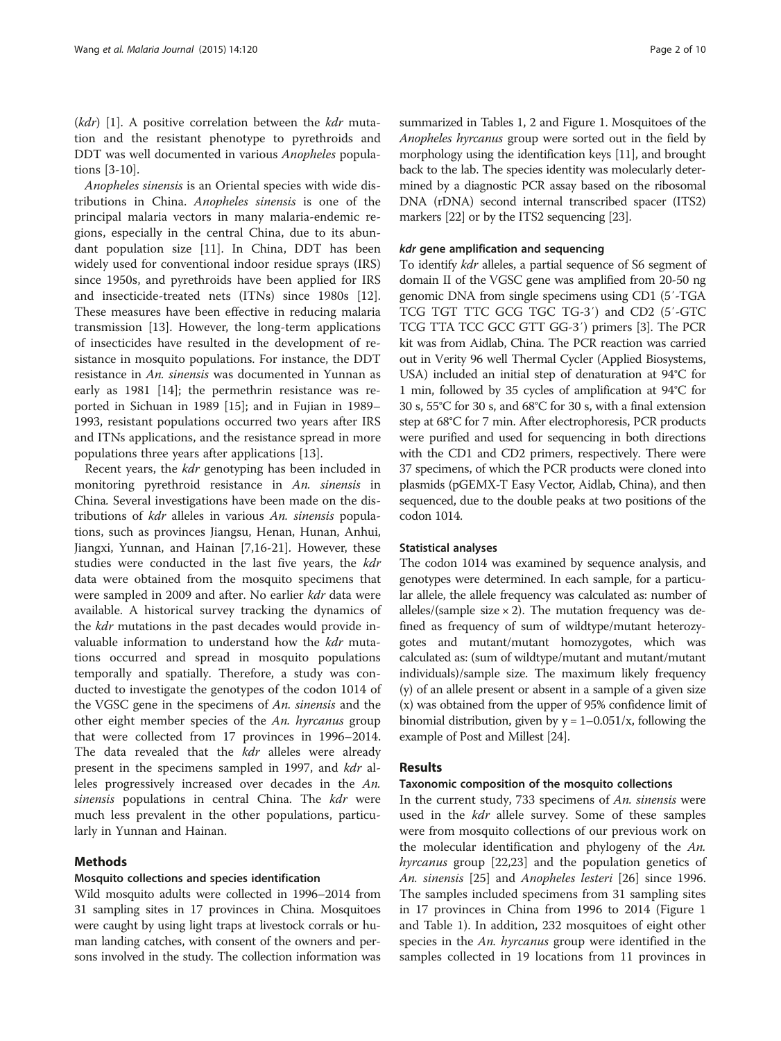(*kdr*) [1]. A positive correlation between the *kdr* mutation and the resistant phenotype to pyrethroids and DDT was well documented in various *Anopheles* populations [3-10].

*Anopheles sinensis* is an Oriental species with wide distributions in China. *Anopheles sinensis* is one of the principal malaria vectors in many malaria-endemic regions, especially in the central China, due to its abundant population size [11]. In China, DDT has been widely used for conventional indoor residue sprays (IRS) since 1950s, and pyrethroids have been applied for IRS and insecticide-treated nets (ITNs) since 1980s [12]. These measures have been effective in reducing malaria transmission [13]. However, the long-term applications of insecticides have resulted in the development of resistance in mosquito populations. For instance, the DDT resistance in *An. sinensis* was documented in Yunnan as early as 1981 [14]; the permethrin resistance was reported in Sichuan in 1989 [15]; and in Fujian in 1989–1993, resistant populations occurred two years after IRS and ITNs applications, and the resistance spread in more populations three years after applications [13].

Recent years, the *kdr* genotyping has been included in monitoring pyrethroid resistance in *An. sinensis* in China. Several investigations have been made on the distributions of *kdr* alleles in various *An. sinensis* populations, such as provinces Jiangsu, Henan, Hunan, Anhui, Jiangxi, Yunnan, and Hainan [7,16-21]. However, these studies were conducted in the last five years, the *kdr* data were obtained from the mosquito specimens that were sampled in 2009 and after. No earlier *kdr* data were available. A historical survey tracking the dynamics of the *kdr* mutations in the past decades would provide invaluable information to understand how the *kdr* mutations occurred and spread in mosquito populations temporally and spatially. Therefore, a study was conducted to investigate the genotypes of the codon 1014 of the VGSC gene in the specimens of *An. sinensis* and the other eight member species of the *An. hyrcanus* group that were collected from 17 provinces in 1996–2014. The data revealed that the *kdr* alleles were already present in the specimens sampled in 1997, and *kdr* alleles progressively increased over decades in the *An. sinensis* populations in central China. The *kdr* were much less prevalent in the other populations, particularly in Yunnan and Hainan.

## Methods

### Mosquito collections and species identification

Wild mosquito adults were collected in 1996–2014 from 31 sampling sites in 17 provinces in China. Mosquitoes were caught by using light traps at livestock corrals or human landing catches, with consent of the owners and persons involved in the study. The collection information was summarized in Tables 1, 2 and Figure 1. Mosquitoes of the *Anopheles hyrcanus* group were sorted out in the field by morphology using the identification keys [11], and brought back to the lab. The species identity was molecularly determined by a diagnostic PCR assay based on the ribosomal DNA (rDNA) second internal transcribed spacer (ITS2) markers [22] or by the ITS2 sequencing [23].

### *kdr* gene amplification and sequencing

To identify *kdr* alleles, a partial sequence of S6 segment of domain II of the VGSC gene was amplified from 20-50 ng genomic DNA from single specimens using CD1 (5′-TGA TCG TGT TTC GCG TGC TG-3′) and CD2 (5′-GTC TCG TTA TCC GCC GTT GG-3′) primers [3]. The PCR kit was from Aidlab, China. The PCR reaction was carried out in Verity 96 well Thermal Cycler (Applied Biosystems, USA) included an initial step of denaturation at 94°C for 1 min, followed by 35 cycles of amplification at 94°C for 30 s, 55°C for 30 s, and 68°C for 30 s, with a final extension step at 68°C for 7 min. After electrophoresis, PCR products were purified and used for sequencing in both directions with the CD1 and CD2 primers, respectively. There were 37 specimens, of which the PCR products were cloned into plasmids (pGEMX-T Easy Vector, Aidlab, China), and then sequenced, due to the double peaks at two positions of the codon 1014.

### Statistical analyses

The codon 1014 was examined by sequence analysis, and genotypes were determined. In each sample, for a particular allele, the allele frequency was calculated as: number of alleles/(sample size × 2). The mutation frequency was defined as frequency of sum of wildtype/mutant heterozygotes and mutant/mutant homozygotes, which was calculated as: (sum of wildtype/mutant and mutant/mutant individuals)/sample size. The maximum likely frequency (y) of an allele present or absent in a sample of a given size (x) was obtained from the upper of 95% confidence limit of binomial distribution, given by $y = 1–0.05^{1/x}$, following the example of Post and Millest [24].

## Results

### Taxonomic composition of the mosquito collections

In the current study, 733 specimens of *An. sinensis* were used in the *kdr* allele survey. Some of these samples were from mosquito collections of our previous work on the molecular identification and phylogeny of the *An. hyrcanus* group [22,23] and the population genetics of *An. sinensis* [25] and *Anopheles lesteri* [26] since 1996. The samples included specimens from 31 sampling sites in 17 provinces in China from 1996 to 2014 (Figure 1 and Table 1). In addition, 232 mosquitoes of eight other species in the *An. hyrcanus* group were identified in the samples collected in 19 locations from 11 provinces in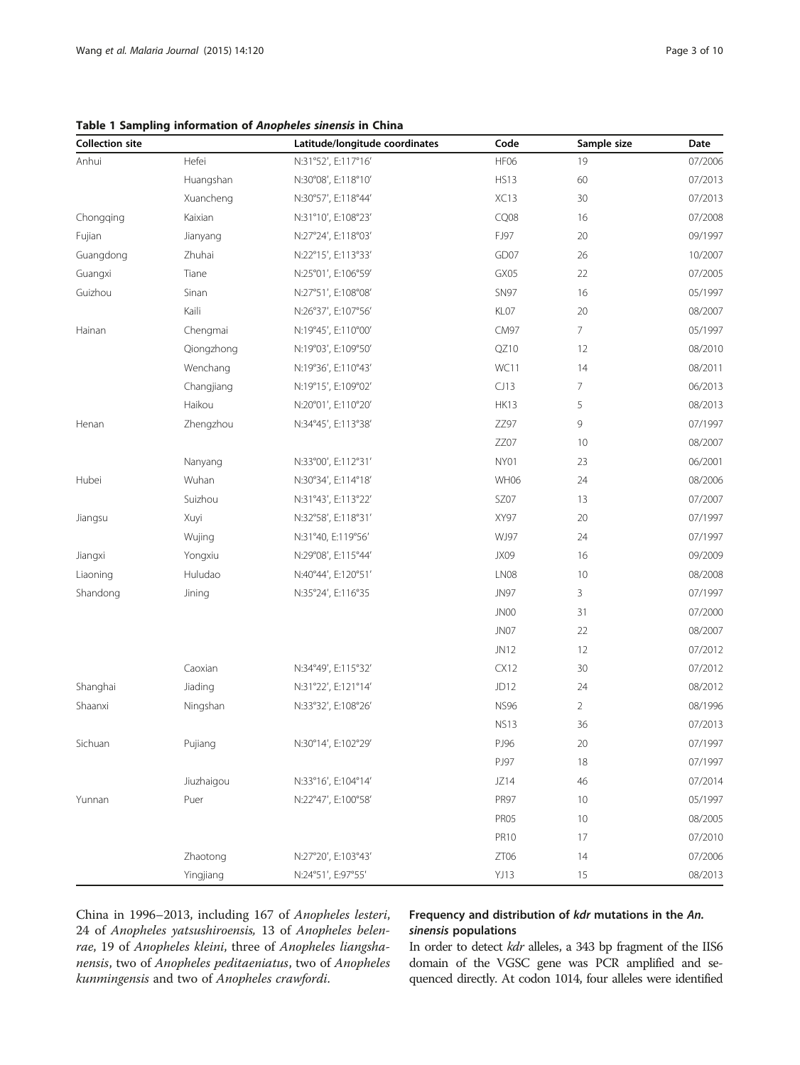**Table 1 Sampling information of *Anopheles sinensis* in China**

| Collection site | | Latitude/longitude coordinates | Code | Sample size | Date |
|---|---|---|---|---|---|
| Anhui | Hefei | N:31°52′, E:117°16′ | HF06 | 19 | 07/2006 |
| | Huangshan | N:30°08′, E:118°10′ | HS13 | 60 | 07/2013 |
| | Xuancheng | N:30°57′, E:118°44′ | XC13 | 30 | 07/2013 |
| Chongqing | Kaixian | N:31°10′, E:108°23′ | CQ08 | 16 | 07/2008 |
| Fujian | Jianyang | N:27°24′, E:118°03′ | FJ97 | 20 | 09/1997 |
| Guangdong | Zhuhai | N:22°15′, E:113°33′ | GD07 | 26 | 10/2007 |
| Guangxi | Tiane | N:25°01′, E:106°59′ | GX05 | 22 | 07/2005 |
| Guizhou | Sinan | N:27°51′, E:108°08′ | SN97 | 16 | 05/1997 |
| | Kaili | N:26°37′, E:107°56′ | KL07 | 20 | 08/2007 |
| Hainan | Chengmai | N:19°45′, E:110°00′ | CM97 | 7 | 05/1997 |
| | Qiongzhong | N:19°03′, E:109°50′ | QZ10 | 12 | 08/2010 |
| | Wenchang | N:19°36′, E:110°43′ | WC11 | 14 | 08/2011 |
| | Changjiang | N:19°15′, E:109°02′ | CJ13 | 7 | 06/2013 |
| | Haikou | N:20°01′, E:110°20′ | HK13 | 5 | 08/2013 |
| Henan | Zhengzhou | N:34°45′, E:113°38′ | ZZ97 | 9 | 07/1997 |
| | | | ZZ07 | 10 | 08/2007 |
| | Nanyang | N:33°00′, E:112°31′ | NY01 | 23 | 06/2001 |
| Hubei | Wuhan | N:30°34′, E:114°18′ | WH06 | 24 | 08/2006 |
| | Suizhou | N:31°43′, E:113°22′ | SZ07 | 13 | 07/2007 |
| Jiangsu | Xuyi | N:32°58′, E:118°31′ | XY97 | 20 | 07/1997 |
| | Wujing | N:31°40, E:119°56′ | WJ97 | 24 | 07/1997 |
| Jiangxi | Yongxiu | N:29°08′, E:115°44′ | JX09 | 16 | 09/2009 |
| Liaoning | Huludao | N:40°44′, E:120°51′ | LN08 | 10 | 08/2008 |
| Shandong | Jining | N:35°24′, E:116°35 | JN97 | 3 | 07/1997 |
| | | | JN00 | 31 | 07/2000 |
| | | | JN07 | 22 | 08/2007 |
| | | | JN12 | 12 | 07/2012 |
| | Caoxian | N:34°49′, E:115°32′ | CX12 | 30 | 07/2012 |
| Shanghai | Jiading | N:31°22′, E:121°14′ | JD12 | 24 | 08/2012 |
| Shaanxi | Ningshan | N:33°32′, E:108°26′ | NS96 | 2 | 08/1996 |
| | | | NS13 | 36 | 07/2013 |
| Sichuan | Pujiang | N:30°14′, E:102°29′ | PJ96 | 20 | 07/1997 |
| | | | PJ97 | 18 | 07/1997 |
| | Jiuzhaigou | N:33°16′, E:104°14′ | JZ14 | 46 | 07/2014 |
| Yunnan | Puer | N:22°47′, E:100°58′ | PR97 | 10 | 05/1997 |
| | | | PR05 | 10 | 08/2005 |
| | | | PR10 | 17 | 07/2010 |
| | Zhaotong | N:27°20′, E:103°43′ | ZT06 | 14 | 07/2006 |
| | Yingjiang | N:24°51′, E:97°55′ | YJ13 | 15 | 08/2013 |

China in 1996–2013, including 167 of *Anopheles lesteri*, 24 of *Anopheles yatsushiroensis*, 13 of *Anopheles belenrae*, 19 of *Anopheles kleini*, three of *Anopheles liangshanensis*, two of *Anopheles peditaeniatus*, two of *Anopheles kunmingensis* and two of *Anopheles crawfordi*.

### Frequency and distribution of *kdr* mutations in the *An. sinensis* populations

In order to detect *kdr* alleles, a 343 bp fragment of the IIS6 domain of the VGSC gene was PCR amplified and sequenced directly. At codon 1014, four alleles were identified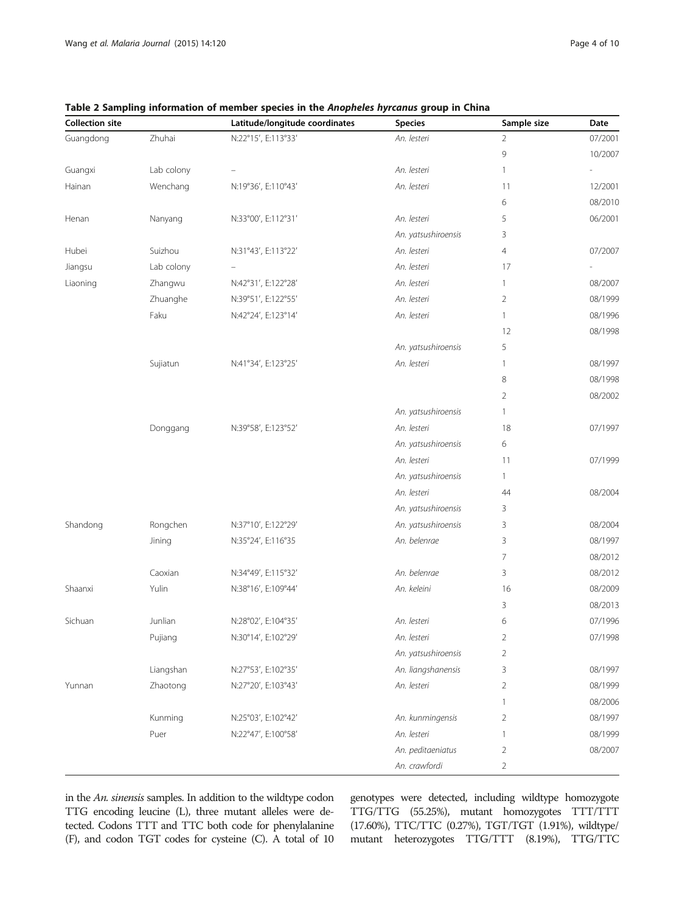**Table 2 Sampling information of member species in the *Anopheles hyrcanus* group in China**

| Collection site | | Latitude/longitude coordinates | Species | Sample size | Date |
|---|---|---|---|---|---|
| Guangdong | Zhuhai | N:22°15′, E:113°33′ | *An. lesteri* | 2 | 07/2001 |
| | | | | 9 | 10/2007 |
| Guangxi | Lab colony | – | *An. lesteri* | 1 | - |
| Hainan | Wenchang | N:19°36′, E:110°43′ | *An. lesteri* | 11 | 12/2001 |
| | | | | 6 | 08/2010 |
| Henan | Nanyang | N:33°00′, E:112°31′ | *An. lesteri* | 5 | 06/2001 |
| | | | *An. yatsushiroensis* | 3 | |
| Hubei | Suizhou | N:31°43′, E:113°22′ | *An. lesteri* | 4 | 07/2007 |
| Jiangsu | Lab colony | – | *An. lesteri* | 17 | - |
| Liaoning | Zhangwu | N:42°31′, E:122°28′ | *An. lesteri* | 1 | 08/2007 |
| | Zhuanghe | N:39°51′, E:122°55′ | *An. lesteri* | 2 | 08/1999 |
| | Faku | N:42°24′, E:123°14′ | *An. lesteri* | 1 | 08/1996 |
| | | | | 12 | 08/1998 |
| | | | *An. yatsushiroensis* | 5 | |
| | Sujiatun | N:41°34′, E:123°25′ | *An. lesteri* | 1 | 08/1997 |
| | | | | 8 | 08/1998 |
| | | | | 2 | 08/2002 |
| | | | *An. yatsushiroensis* | 1 | |
| | Donggang | N:39°58′, E:123°52′ | *An. lesteri* | 18 | 07/1997 |
| | | | *An. yatsushiroensis* | 6 | |
| | | | *An. lesteri* | 11 | 07/1999 |
| | | | *An. yatsushiroensis* | 1 | |
| | | | *An. lesteri* | 44 | 08/2004 |
| | | | *An. yatsushiroensis* | 3 | |
| Shandong | Rongchen | N:37°10′, E:122°29′ | *An. yatsushiroensis* | 3 | 08/2004 |
| | Jining | N:35°24′, E:116°35 | *An. belenrae* | 3 | 08/1997 |
| | | | | 7 | 08/2012 |
| | Caoxian | N:34°49′, E:115°32′ | *An. belenrae* | 3 | 08/2012 |
| Shaanxi | Yulin | N:38°16′, E:109°44′ | *An. keleini* | 16 | 08/2009 |
| | | | | 3 | 08/2013 |
| Sichuan | Junlian | N:28°02′, E:104°35′ | *An. lesteri* | 6 | 07/1996 |
| | Pujiang | N:30°14′, E:102°29′ | *An. lesteri* | 2 | 07/1998 |
| | | | *An. yatsushiroensis* | 2 | |
| | Liangshan | N:27°53′, E:102°35′ | *An. liangshanensis* | 3 | 08/1997 |
| Yunnan | Zhaotong | N:27°20′, E:103°43′ | *An. lesteri* | 2 | 08/1999 |
| | | | | 1 | 08/2006 |
| | Kunming | N:25°03′, E:102°42′ | *An. kunmingensis* | 2 | 08/1997 |
| | Puer | N:22°47′, E:100°58′ | *An. lesteri* | 1 | 08/1999 |
| | | | *An. peditaeniatus* | 2 | 08/2007 |
| | | | *An. crawfordi* | 2 | |

in the *An. sinensis* samples. In addition to the wildtype codon TTG encoding leucine (L), three mutant alleles were detected. Codons TTT and TTC both code for phenylalanine (F), and codon TGT codes for cysteine (C). A total of 10 genotypes were detected, including wildtype homozygote TTG/TTG (55.25%), mutant homozygotes TTT/TTT (17.60%), TTC/TTC (0.27%), TGT/TGT (1.91%), wildtype/mutant heterozygotes TTG/TTT (8.19%), TTG/TTC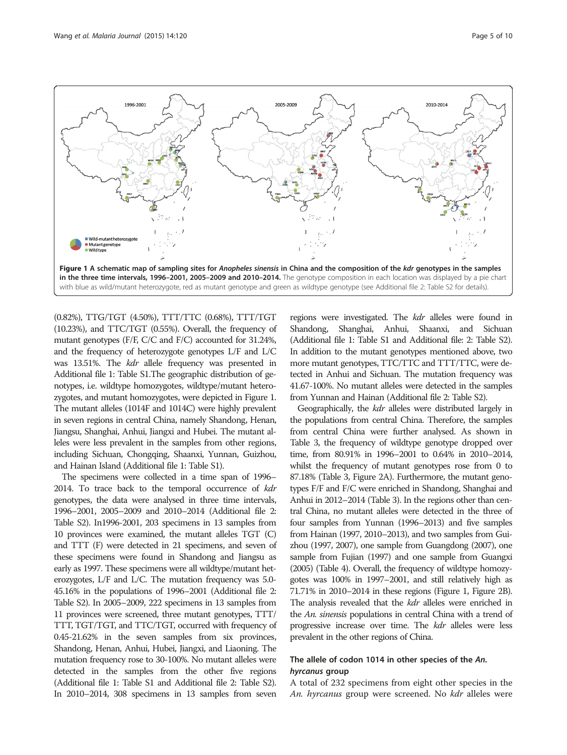**Figure 1 A schematic map of sampling sites for *Anopheles sinensis* in China and the composition of the *kdr* genotypes in the samples in the three time intervals, 1996–2001, 2005–2009 and 2010–2014.** The genotype composition in each location was displayed by a pie chart with blue as wild/mutant heterozygote, red as mutant genotype and green as wildtype genotype (see Additional file 2: Table S2 for details).

(0.82%), TTG/TGT (4.50%), TTT/TTC (0.68%), TTT/TGT (10.23%), and TTC/TGT (0.55%). Overall, the frequency of mutant genotypes (F/F, C/C and F/C) accounted for 31.24%, and the frequency of heterozygote genotypes L/F and L/C was 13.51%. The *kdr* allele frequency was presented in Additional file 1: Table S1.The geographic distribution of genotypes, i.e. wildtype homozygotes, wildtype/mutant heterozygotes, and mutant homozygotes, were depicted in Figure 1. The mutant alleles (1014F and 1014C) were highly prevalent in seven regions in central China, namely Shandong, Henan, Jiangsu, Shanghai, Anhui, Jiangxi and Hubei. The mutant alleles were less prevalent in the samples from other regions, including Sichuan, Chongqing, Shaanxi, Yunnan, Guizhou, and Hainan Island (Additional file 1: Table S1).

The specimens were collected in a time span of 1996–2014. To trace back to the temporal occurrence of *kdr* genotypes, the data were analysed in three time intervals, 1996–2001, 2005–2009 and 2010–2014 (Additional file 2: Table S2). In1996-2001, 203 specimens in 13 samples from 10 provinces were examined, the mutant alleles TGT (C) and TTT (F) were detected in 21 specimens, and seven of these specimens were found in Shandong and Jiangsu as early as 1997. These specimens were all wildtype/mutant heterozygotes, L/F and L/C. The mutation frequency was 5.0-45.16% in the populations of 1996–2001 (Additional file 2: Table S2). In 2005–2009, 222 specimens in 13 samples from 11 provinces were screened, three mutant genotypes, TTT/TTT, TGT/TGT, and TTC/TGT, occurred with frequency of 0.45-21.62% in the seven samples from six provinces, Shandong, Henan, Anhui, Hubei, Jiangxi, and Liaoning. The mutation frequency rose to 30-100%. No mutant alleles were detected in the samples from the other five regions (Additional file 1: Table S1 and Additional file 2: Table S2). In 2010–2014, 308 specimens in 13 samples from seven regions were investigated. The *kdr* alleles were found in Shandong, Shanghai, Anhui, Shaanxi, and Sichuan (Additional file 1: Table S1 and Additional file: 2: Table S2). In addition to the mutant genotypes mentioned above, two more mutant genotypes, TTC/TTC and TTT/TTC, were detected in Anhui and Sichuan. The mutation frequency was 41.67-100%. No mutant alleles were detected in the samples from Yunnan and Hainan (Additional file 2: Table S2).

Geographically, the *kdr* alleles were distributed largely in the populations from central China. Therefore, the samples from central China were further analysed. As shown in Table 3, the frequency of wildtype genotype dropped over time, from 80.91% in 1996–2001 to 0.64% in 2010–2014, whilst the frequency of mutant genotypes rose from 0 to 87.18% (Table 3, Figure 2A). Furthermore, the mutant genotypes F/F and F/C were enriched in Shandong, Shanghai and Anhui in 2012–2014 (Table 3). In the regions other than central China, no mutant alleles were detected in the three of four samples from Yunnan (1996–2013) and five samples from Hainan (1997, 2010–2013), and two samples from Guizhou (1997, 2007), one sample from Guangdong (2007), one sample from Fujian (1997) and one sample from Guangxi (2005) (Table 4). Overall, the frequency of wildtype homozygotes was 100% in 1997–2001, and still relatively high as 71.71% in 2010–2014 in these regions (Figure 1, Figure 2B). The analysis revealed that the *kdr* alleles were enriched in the *An. sinensis* populations in central China with a trend of progressive increase over time. The *kdr* alleles were less prevalent in the other regions of China.

### The allele of codon 1014 in other species of the *An. hyrcanus* group

A total of 232 specimens from eight other species in the *An. hyrcanus* group were screened. No *kdr* alleles were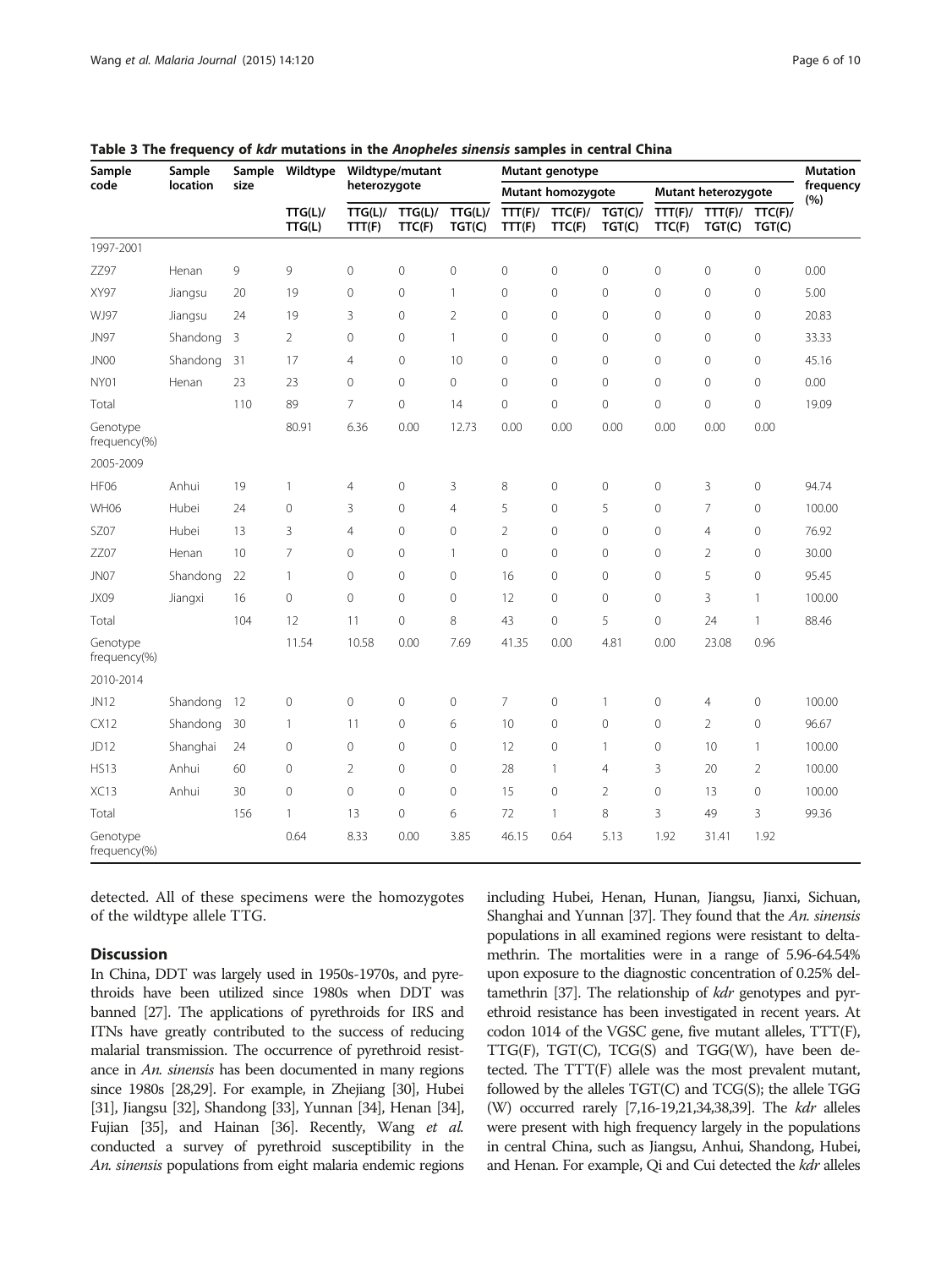**Table 3 The frequency of *kdr* mutations in the *Anopheles sinensis* samples in central China**

| Sample code | Sample location | Sample size | Wildtype | Wildtype/mutant heterozygote | | | Mutant genotype | | | | | | Mutation frequency (%) |
|---|---|---|---|---|---|---|---|---|---|---|---|---|---|
| | | | | | | | Mutant homozygote | | | Mutant heterozygote | | | |
| | | | TTG(L)/ TTG(L) | TTG(L)/ TTT(F) | TTG(L)/ TTC(F) | TTG(L)/ TGT(C) | TTT(F)/ TTT(F) | TTC(F)/ TTC(F) | TGT(C)/ TGT(C) | TTT(F)/ TTC(F) | TTT(F)/ TGT(C) | TTC(F)/ TGT(C) | |
| 1997-2001 | | | | | | | | | | | | | |
| ZZ97 | Henan | 9 | 9 | 0 | 0 | 0 | 0 | 0 | 0 | 0 | 0 | 0 | 0.00 |
| XY97 | Jiangsu | 20 | 19 | 0 | 0 | 1 | 0 | 0 | 0 | 0 | 0 | 0 | 5.00 |
| WJ97 | Jiangsu | 24 | 19 | 3 | 0 | 2 | 0 | 0 | 0 | 0 | 0 | 0 | 20.83 |
| JN97 | Shandong | 3 | 2 | 0 | 0 | 1 | 0 | 0 | 0 | 0 | 0 | 0 | 33.33 |
| JN00 | Shandong | 31 | 17 | 4 | 0 | 10 | 0 | 0 | 0 | 0 | 0 | 0 | 45.16 |
| NY01 | Henan | 23 | 23 | 0 | 0 | 0 | 0 | 0 | 0 | 0 | 0 | 0 | 0.00 |
| Total | | 110 | 89 | 7 | 0 | 14 | 0 | 0 | 0 | 0 | 0 | 0 | 19.09 |
| Genotype frequency(%) | | | 80.91 | 6.36 | 0.00 | 12.73 | 0.00 | 0.00 | 0.00 | 0.00 | 0.00 | 0.00 | |
| 2005-2009 | | | | | | | | | | | | | |
| HF06 | Anhui | 19 | 1 | 4 | 0 | 3 | 8 | 0 | 0 | 0 | 3 | 0 | 94.74 |
| WH06 | Hubei | 24 | 0 | 3 | 0 | 4 | 5 | 0 | 5 | 0 | 7 | 0 | 100.00 |
| SZ07 | Hubei | 13 | 3 | 4 | 0 | 0 | 2 | 0 | 0 | 0 | 4 | 0 | 76.92 |
| ZZ07 | Henan | 10 | 7 | 0 | 0 | 1 | 0 | 0 | 0 | 0 | 2 | 0 | 30.00 |
| JN07 | Shandong | 22 | 1 | 0 | 0 | 0 | 16 | 0 | 0 | 0 | 5 | 0 | 95.45 |
| JX09 | Jiangxi | 16 | 0 | 0 | 0 | 0 | 12 | 0 | 0 | 0 | 3 | 1 | 100.00 |
| Total | | 104 | 12 | 11 | 0 | 8 | 43 | 0 | 5 | 0 | 24 | 1 | 88.46 |
| Genotype frequency(%) | | | 11.54 | 10.58 | 0.00 | 7.69 | 41.35 | 0.00 | 4.81 | 0.00 | 23.08 | 0.96 | |
| 2010-2014 | | | | | | | | | | | | | |
| JN12 | Shandong | 12 | 0 | 0 | 0 | 0 | 7 | 0 | 1 | 0 | 4 | 0 | 100.00 |
| CX12 | Shandong | 30 | 1 | 11 | 0 | 6 | 10 | 0 | 0 | 0 | 2 | 0 | 96.67 |
| JD12 | Shanghai | 24 | 0 | 0 | 0 | 0 | 12 | 0 | 1 | 0 | 10 | 1 | 100.00 |
| HS13 | Anhui | 60 | 0 | 2 | 0 | 0 | 28 | 1 | 4 | 3 | 20 | 2 | 100.00 |
| XC13 | Anhui | 30 | 0 | 0 | 0 | 0 | 15 | 0 | 2 | 0 | 13 | 0 | 100.00 |
| Total | | 156 | 1 | 13 | 0 | 6 | 72 | 1 | 8 | 3 | 49 | 3 | 99.36 |
| Genotype frequency(%) | | | 0.64 | 8.33 | 0.00 | 3.85 | 46.15 | 0.64 | 5.13 | 1.92 | 31.41 | 1.92 | |

detected. All of these specimens were the homozygotes of the wildtype allele TTG.

## Discussion

In China, DDT was largely used in 1950s-1970s, and pyrethroids have been utilized since 1980s when DDT was banned [27]. The applications of pyrethroids for IRS and ITNs have greatly contributed to the success of reducing malarial transmission. The occurrence of pyrethroid resistance in *An. sinensis* has been documented in many regions since 1980s [28,29]. For example, in Zhejiang [30], Hubei [31], Jiangsu [32], Shandong [33], Yunnan [34], Henan [34], Fujian [35], and Hainan [36]. Recently, Wang *et al.* conducted a survey of pyrethroid susceptibility in the *An. sinensis* populations from eight malaria endemic regions including Hubei, Henan, Hunan, Jiangsu, Jianxi, Sichuan, Shanghai and Yunnan [37]. They found that the *An. sinensis* populations in all examined regions were resistant to deltamethrin. The mortalities were in a range of 5.96-64.54% upon exposure to the diagnostic concentration of 0.25% deltamethrin [37]. The relationship of *kdr* genotypes and pyrethroid resistance has been investigated in recent years. At codon 1014 of the VGSC gene, five mutant alleles, TTT(F), TTG(F), TGT(C), TCG(S) and TGG(W), have been detected. The TTT(F) allele was the most prevalent mutant, followed by the alleles TGT(C) and TCG(S); the allele TGG (W) occurred rarely [7,16-19,21,34,38,39]. The *kdr* alleles were present with high frequency largely in the populations in central China, such as Jiangsu, Anhui, Shandong, Hubei, and Henan. For example, Qi and Cui detected the *kdr* alleles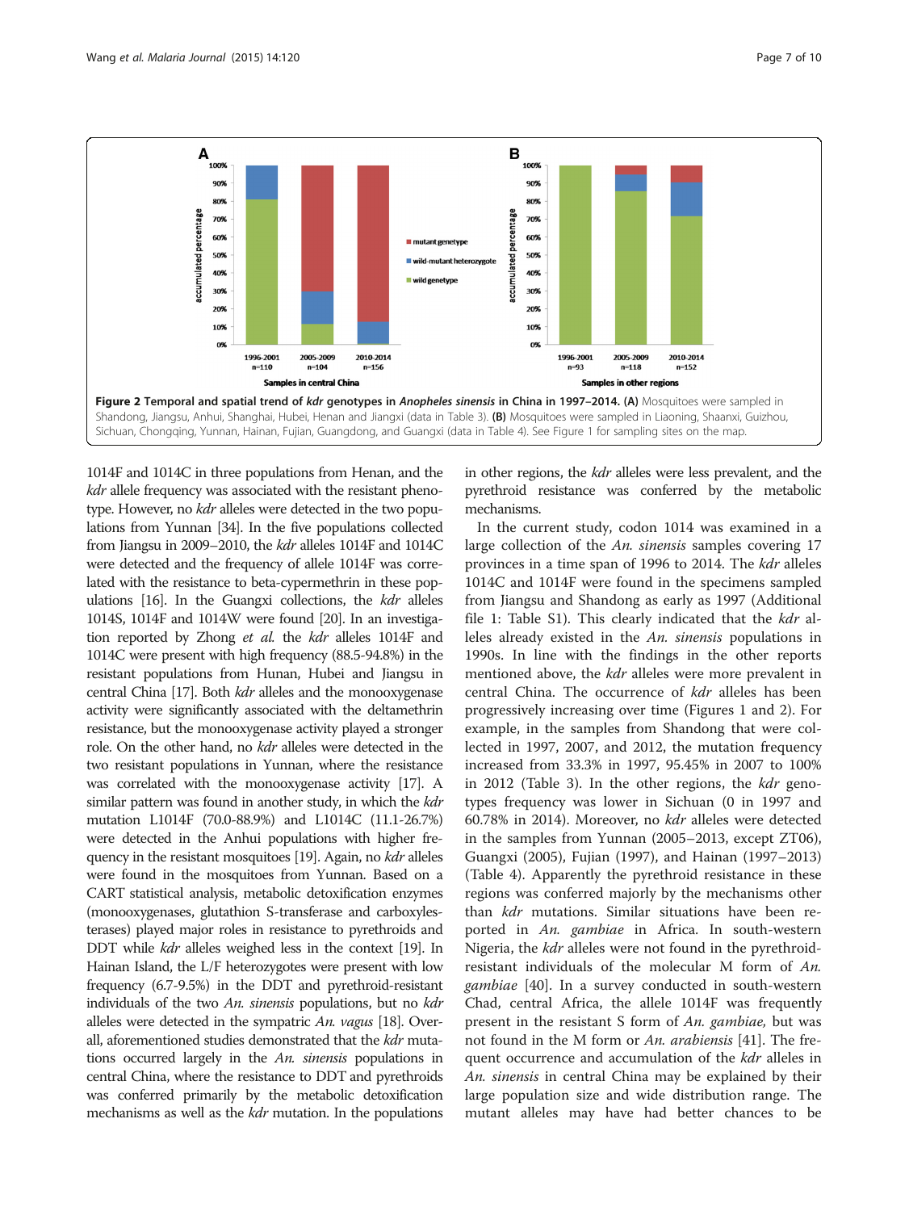**Figure 2 Temporal and spatial trend of *kdr* genotypes in *Anopheles sinensis* in China in 1997–2014. (A)** Mosquitoes were sampled in Shandong, Jiangsu, Anhui, Shanghai, Hubei, Henan and Jiangxi (data in Table 3). **(B)** Mosquitoes were sampled in Liaoning, Shaanxi, Guizhou, Sichuan, Chongqing, Yunnan, Hainan, Fujian, Guangdong, and Guangxi (data in Table 4). See Figure 1 for sampling sites on the map.

1014F and 1014C in three populations from Henan, and the *kdr* allele frequency was associated with the resistant phenotype. However, no *kdr* alleles were detected in the two populations from Yunnan [34]. In the five populations collected from Jiangsu in 2009–2010, the *kdr* alleles 1014F and 1014C were detected and the frequency of allele 1014F was correlated with the resistance to beta-cypermethrin in these populations [16]. In the Guangxi collections, the *kdr* alleles 1014S, 1014F and 1014W were found [20]. In an investigation reported by Zhong *et al.* the *kdr* alleles 1014F and 1014C were present with high frequency (88.5-94.8%) in the resistant populations from Hunan, Hubei and Jiangsu in central China [17]. Both *kdr* alleles and the monooxygenase activity were significantly associated with the deltamethrin resistance, but the monooxygenase activity played a stronger role. On the other hand, no *kdr* alleles were detected in the two resistant populations in Yunnan, where the resistance was correlated with the monooxygenase activity [17]. A similar pattern was found in another study, in which the *kdr* mutation L1014F (70.0-88.9%) and L1014C (11.1-26.7%) were detected in the Anhui populations with higher frequency in the resistant mosquitoes [19]. Again, no *kdr* alleles were found in the mosquitoes from Yunnan. Based on a CART statistical analysis, metabolic detoxification enzymes (monooxygenases, glutathion S-transferase and carboxylesterases) played major roles in resistance to pyrethroids and DDT while *kdr* alleles weighed less in the context [19]. In Hainan Island, the L/F heterozygotes were present with low frequency (6.7-9.5%) in the DDT and pyrethroid-resistant individuals of the two *An. sinensis* populations, but no *kdr* alleles were detected in the sympatric *An. vagus* [18]. Overall, aforementioned studies demonstrated that the *kdr* mutations occurred largely in the *An. sinensis* populations in central China, where the resistance to DDT and pyrethroids was conferred primarily by the metabolic detoxification mechanisms as well as the *kdr* mutation. In the populations in other regions, the *kdr* alleles were less prevalent, and the pyrethroid resistance was conferred by the metabolic mechanisms.

In the current study, codon 1014 was examined in a large collection of the *An. sinensis* samples covering 17 provinces in a time span of 1996 to 2014. The *kdr* alleles 1014C and 1014F were found in the specimens sampled from Jiangsu and Shandong as early as 1997 (Additional file 1: Table S1). This clearly indicated that the *kdr* alleles already existed in the *An. sinensis* populations in 1990s. In line with the findings in the other reports mentioned above, the *kdr* alleles were more prevalent in central China. The occurrence of *kdr* alleles has been progressively increasing over time (Figures 1 and 2). For example, in the samples from Shandong that were collected in 1997, 2007, and 2012, the mutation frequency increased from 33.3% in 1997, 95.45% in 2007 to 100% in 2012 (Table 3). In the other regions, the *kdr* genotypes frequency was lower in Sichuan (0 in 1997 and 60.78% in 2014). Moreover, no *kdr* alleles were detected in the samples from Yunnan (2005–2013, except ZT06), Guangxi (2005), Fujian (1997), and Hainan (1997–2013) (Table 4). Apparently the pyrethroid resistance in these regions was conferred majorly by the mechanisms other than *kdr* mutations. Similar situations have been reported in *An. gambiae* in Africa. In south-western Nigeria, the *kdr* alleles were not found in the pyrethroid-resistant individuals of the molecular M form of *An. gambiae* [40]. In a survey conducted in south-western Chad, central Africa, the allele 1014F was frequently present in the resistant S form of *An. gambiae,* but was not found in the M form or *An. arabiensis* [41]. The frequent occurrence and accumulation of the *kdr* alleles in *An. sinensis* in central China may be explained by their large population size and wide distribution range. The mutant alleles may have had better chances to be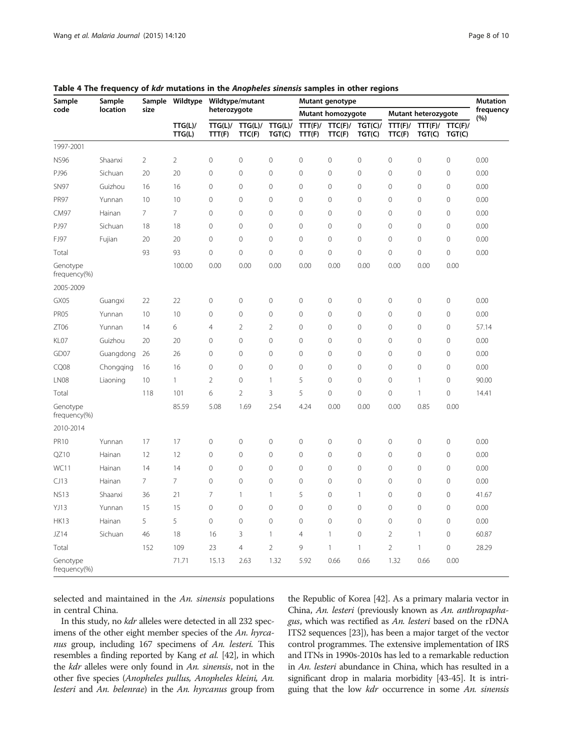**Table 4 The frequency of *kdr* mutations in the *Anopheles sinensis* samples in other regions**

| Sample code | Sample location | Sample size | Wildtype | Wildtype/mutant heterozygote | | | Mutant genotype | | | | | | Mutation frequency (%) |
|---|---|---|---|---|---|---|---|---|---|---|---|---|---|
| | | | | | | | Mutant homozygote | | | Mutant heterozygote | | | |
| | | | TTG(L)/ TTG(L) | TTG(L)/ TTT(F) | TTG(L)/ TTC(F) | TTG(L)/ TGT(C) | TTT(F)/ TTT(F) | TTC(F)/ TTC(F) | TGT(C)/ TGT(C) | TTT(F)/ TTC(F) | TTT(F)/ TGT(C) | TTC(F)/ TGT(C) | |
| 1997-2001 | | | | | | | | | | | | | |
| NS96 | Shaanxi | 2 | 2 | 0 | 0 | 0 | 0 | 0 | 0 | 0 | 0 | 0 | 0.00 |
| PJ96 | Sichuan | 20 | 20 | 0 | 0 | 0 | 0 | 0 | 0 | 0 | 0 | 0 | 0.00 |
| SN97 | Guizhou | 16 | 16 | 0 | 0 | 0 | 0 | 0 | 0 | 0 | 0 | 0 | 0.00 |
| PR97 | Yunnan | 10 | 10 | 0 | 0 | 0 | 0 | 0 | 0 | 0 | 0 | 0 | 0.00 |
| CM97 | Hainan | 7 | 7 | 0 | 0 | 0 | 0 | 0 | 0 | 0 | 0 | 0 | 0.00 |
| PJ97 | Sichuan | 18 | 18 | 0 | 0 | 0 | 0 | 0 | 0 | 0 | 0 | 0 | 0.00 |
| FJ97 | Fujian | 20 | 20 | 0 | 0 | 0 | 0 | 0 | 0 | 0 | 0 | 0 | 0.00 |
| Total | | 93 | 93 | 0 | 0 | 0 | 0 | 0 | 0 | 0 | 0 | 0 | 0.00 |
| Genotype frequency(%) | | | 100.00 | 0.00 | 0.00 | 0.00 | 0.00 | 0.00 | 0.00 | 0.00 | 0.00 | 0.00 | |
| 2005-2009 | | | | | | | | | | | | | |
| GX05 | Guangxi | 22 | 22 | 0 | 0 | 0 | 0 | 0 | 0 | 0 | 0 | 0 | 0.00 |
| PR05 | Yunnan | 10 | 10 | 0 | 0 | 0 | 0 | 0 | 0 | 0 | 0 | 0 | 0.00 |
| ZT06 | Yunnan | 14 | 6 | 4 | 2 | 2 | 0 | 0 | 0 | 0 | 0 | 0 | 57.14 |
| KL07 | Guizhou | 20 | 20 | 0 | 0 | 0 | 0 | 0 | 0 | 0 | 0 | 0 | 0.00 |
| GD07 | Guangdong | 26 | 26 | 0 | 0 | 0 | 0 | 0 | 0 | 0 | 0 | 0 | 0.00 |
| CQ08 | Chongqing | 16 | 16 | 0 | 0 | 0 | 0 | 0 | 0 | 0 | 0 | 0 | 0.00 |
| LN08 | Liaoning | 10 | 1 | 2 | 0 | 1 | 5 | 0 | 0 | 0 | 1 | 0 | 90.00 |
| Total | | 118 | 101 | 6 | 2 | 3 | 5 | 0 | 0 | 0 | 1 | 0 | 14.41 |
| Genotype frequency(%) | | | 85.59 | 5.08 | 1.69 | 2.54 | 4.24 | 0.00 | 0.00 | 0.00 | 0.85 | 0.00 | |
| 2010-2014 | | | | | | | | | | | | | |
| PR10 | Yunnan | 17 | 17 | 0 | 0 | 0 | 0 | 0 | 0 | 0 | 0 | 0 | 0.00 |
| QZ10 | Hainan | 12 | 12 | 0 | 0 | 0 | 0 | 0 | 0 | 0 | 0 | 0 | 0.00 |
| WC11 | Hainan | 14 | 14 | 0 | 0 | 0 | 0 | 0 | 0 | 0 | 0 | 0 | 0.00 |
| CJ13 | Hainan | 7 | 7 | 0 | 0 | 0 | 0 | 0 | 0 | 0 | 0 | 0 | 0.00 |
| NS13 | Shaanxi | 36 | 21 | 7 | 1 | 1 | 5 | 0 | 1 | 0 | 0 | 0 | 41.67 |
| YJ13 | Yunnan | 15 | 15 | 0 | 0 | 0 | 0 | 0 | 0 | 0 | 0 | 0 | 0.00 |
| HK13 | Hainan | 5 | 5 | 0 | 0 | 0 | 0 | 0 | 0 | 0 | 0 | 0 | 0.00 |
| JZ14 | Sichuan | 46 | 18 | 16 | 3 | 1 | 4 | 1 | 0 | 2 | 1 | 0 | 60.87 |
| Total | | 152 | 109 | 23 | 4 | 2 | 9 | 1 | 1 | 2 | 1 | 0 | 28.29 |
| Genotype frequency(%) | | | 71.71 | 15.13 | 2.63 | 1.32 | 5.92 | 0.66 | 0.66 | 1.32 | 0.66 | 0.00 | |

selected and maintained in the *An. sinensis* populations in central China.

In this study, no *kdr* alleles were detected in all 232 specimens of the other eight member species of the *An. hyrcanus* group, including 167 specimens of *An. lesteri*. This resembles a finding reported by Kang *et al.* [42], in which the *kdr* alleles were only found in *An. sinensis*, not in the other five species (*Anopheles pullus, Anopheles kleini, An. lesteri* and *An. belenrae*) in the *An. hyrcanus* group from the Republic of Korea [42]. As a primary malaria vector in China, *An. lesteri* (previously known as *An. anthropaphagus*, which was rectified as *An. lesteri* based on the rDNA ITS2 sequences [23]), has been a major target of the vector control programmes. The extensive implementation of IRS and ITNs in 1990s-2010s has led to a remarkable reduction in *An. lesteri* abundance in China, which has resulted in a significant drop in malaria morbidity [43-45]. It is intriguing that the low *kdr* occurrence in some *An. sinensis*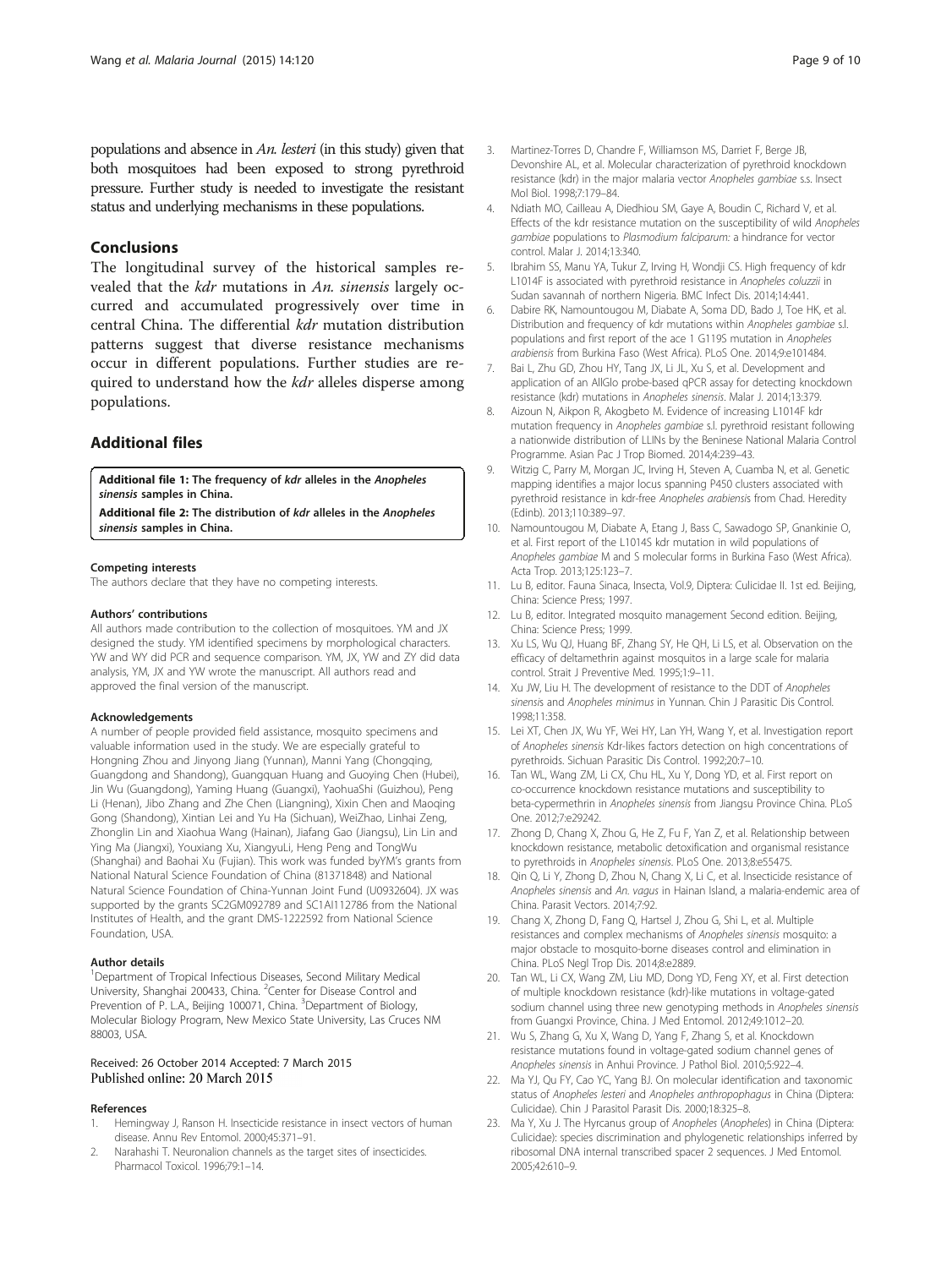populations and absence in *An. lesteri* (in this study) given that both mosquitoes had been exposed to strong pyrethroid pressure. Further study is needed to investigate the resistant status and underlying mechanisms in these populations.

## Conclusions

The longitudinal survey of the historical samples revealed that the *kdr* mutations in *An. sinensis* largely occurred and accumulated progressively over time in central China. The differential *kdr* mutation distribution patterns suggest that diverse resistance mechanisms occur in different populations. Further studies are required to understand how the *kdr* alleles disperse among populations.

## Additional files

**Additional file 1: The frequency of *kdr* alleles in the *Anopheles sinensis* samples in China.**

**Additional file 2: The distribution of *kdr* alleles in the *Anopheles sinensis* samples in China.**

#### Competing interests

The authors declare that they have no competing interests.

#### Authors' contributions

All authors made contribution to the collection of mosquitoes. YM and JX designed the study. YM identified specimens by morphological characters. YW and WY did PCR and sequence comparison. YM, JX, YW and ZY did data analysis, YM, JX and YW wrote the manuscript. All authors read and approved the final version of the manuscript.

#### Acknowledgements

A number of people provided field assistance, mosquito specimens and valuable information used in the study. We are especially grateful to Hongning Zhou and Jinyong Jiang (Yunnan), Manni Yang (Chongqing, Guangdong and Shandong), Guangquan Huang and Guoying Chen (Hubei), Jin Wu (Guangdong), Yaming Huang (Guangxi), YaohuaShi (Guizhou), Peng Li (Henan), Jibo Zhang and Zhe Chen (Liangning), Xixin Chen and Maoqing Gong (Shandong), Xintian Lei and Yu Ha (Sichuan), WeiZhao, Linhai Zeng, Zhonglin Lin and Xiaohua Wang (Hainan), Jiafang Gao (Jiangsu), Lin Lin and Ying Ma (Jiangxi), Youxiang Xu, XiangyuLi, Heng Peng and TongWu (Shanghai) and Baohai Xu (Fujian). This work was funded byYM's grants from National Natural Science Foundation of China (81371848) and National Natural Science Foundation of China-Yunnan Joint Fund (U0932604). JX was supported by the grants SC2GM092789 and SC1AI112786 from the National Institutes of Health, and the grant DMS-1222592 from National Science Foundation, USA.

#### Author details

[1]Department of Tropical Infectious Diseases, Second Military Medical University, Shanghai 200433, China. [2]Center for Disease Control and Prevention of P. L.A., Beijing 100071, China. [3]Department of Biology, Molecular Biology Program, New Mexico State University, Las Cruces NM 88003, USA.

Received: 26 October 2014 Accepted: 7 March 2015
Published online: 20 March 2015

#### References

1. Hemingway J, Ranson H. Insecticide resistance in insect vectors of human disease. Annu Rev Entomol. 2000;45:371–91.
2. Narahashi T. Neuronalion channels as the target sites of insecticides. Pharmacol Toxicol. 1996;79:1–14.
3. Martinez-Torres D, Chandre F, Williamson MS, Darriet F, Berge JB, Devonshire AL, et al. Molecular characterization of pyrethroid knockdown resistance (kdr) in the major malaria vector *Anopheles gambiae* s.s. Insect Mol Biol. 1998;7:179–84.
4. Ndiath MO, Cailleau A, Diedhiou SM, Gaye A, Boudin C, Richard V, et al. Effects of the kdr resistance mutation on the susceptibility of wild *Anopheles gambiae* populations to *Plasmodium falciparum*: a hindrance for vector control. Malar J. 2014;13:340.
5. Ibrahim SS, Manu YA, Tukur Z, Irving H, Wondji CS. High frequency of kdr L1014F is associated with pyrethroid resistance in *Anopheles coluzzii* in Sudan savannah of northern Nigeria. BMC Infect Dis. 2014;14:441.
6. Dabire RK, Namountougou M, Diabate A, Soma DD, Bado J, Toe HK, et al. Distribution and frequency of kdr mutations within *Anopheles gambiae* s.l. populations and first report of the ace 1 G119S mutation in *Anopheles arabiensis* from Burkina Faso (West Africa). PLoS One. 2014;9:e101484.
7. Bai L, Zhu GD, Zhou HY, Tang JX, Li JL, Xu S, et al. Development and application of an AllGlo probe-based qPCR assay for detecting knockdown resistance (kdr) mutations in *Anopheles sinensis*. Malar J. 2014;13:379.
8. Aizoun N, Aikpon R, Akogbeto M. Evidence of increasing L1014F kdr mutation frequency in *Anopheles gambiae* s.l. pyrethroid resistant following a nationwide distribution of LLINs by the Beninese National Malaria Control Programme. Asian Pac J Trop Biomed. 2014;4:239–43.
9. Witzig C, Parry M, Morgan JC, Irving H, Steven A, Cuamba N, et al. Genetic mapping identifies a major locus spanning P450 clusters associated with pyrethroid resistance in kdr-free *Anopheles arabiensis* from Chad. Heredity (Edinb). 2013;110:389–97.
10. Namountougou M, Diabate A, Etang J, Bass C, Sawadogo SP, Gnankinie O, et al. First report of the L1014S kdr mutation in wild populations of *Anopheles gambiae* M and S molecular forms in Burkina Faso (West Africa). Acta Trop. 2013;125:123–7.
11. Lu B, editor. Fauna Sinaca, Insecta, Vol.9, Diptera: Culicidae II. 1st ed. Beijing, China: Science Press; 1997.
12. Lu B, editor. Integrated mosquito management Second edition. Beijing, China: Science Press; 1999.
13. Xu LS, Wu QJ, Huang BF, Zhang SY, He QH, Li LS, et al. Observation on the efficacy of deltamethrin against mosquitos in a large scale for malaria control. Strait J Preventive Med. 1995;1:9–11.
14. Xu JW, Liu H. The development of resistance to the DDT of *Anopheles sinensis* and *Anopheles minimus* in Yunnan. Chin J Parasitic Dis Control. 1998;11:358.
15. Lei XT, Chen JX, Wu YF, Wei HY, Lan YH, Wang Y, et al. Investigation report of *Anopheles sinensis* Kdr-likes factors detection on high concentrations of pyrethroids. Sichuan Parasitic Dis Control. 1992;20:7–10.
16. Tan WL, Wang ZM, Li CX, Chu HL, Xu Y, Dong YD, et al. First report on co-occurrence knockdown resistance mutations and susceptibility to beta-cypermethrin in *Anopheles sinensis* from Jiangsu Province China. PLoS One. 2012;7:e29242.
17. Zhong D, Chang X, Zhou G, He Z, Fu F, Yan Z, et al. Relationship between knockdown resistance, metabolic detoxification and organismal resistance to pyrethroids in *Anopheles sinensis*. PLoS One. 2013;8:e55475.
18. Qin Q, Li Y, Zhong D, Zhou N, Chang X, Li C, et al. Insecticide resistance of *Anopheles sinensis* and *An. vagus* in Hainan Island, a malaria-endemic area of China. Parasit Vectors. 2014;7:92.
19. Chang X, Zhong D, Fang Q, Hartsel J, Zhou G, Shi L, et al. Multiple resistances and complex mechanisms of *Anopheles sinensis* mosquito: a major obstacle to mosquito-borne diseases control and elimination in China. PLoS Negl Trop Dis. 2014;8:e2889.
20. Tan WL, Li CX, Wang ZM, Liu MD, Dong YD, Feng XY, et al. First detection of multiple knockdown resistance (kdr)-like mutations in voltage-gated sodium channel using three new genotyping methods in *Anopheles sinensis* from Guangxi Province, China. J Med Entomol. 2012;49:1012–20.
21. Wu S, Zhang G, Xu X, Wang D, Yang F, Zhang S, et al. Knockdown resistance mutations found in voltage-gated sodium channel genes of *Anopheles sinensis* in Anhui Province. J Pathol Biol. 2010;5:922–4.
22. Ma YJ, Qu FY, Cao YC, Yang BJ. On molecular identification and taxonomic status of *Anopheles lesteri* and *Anopheles anthropophagus* in China (Diptera: Culicidae). Chin J Parasitol Parasit Dis. 2000;18:325–8.
23. Ma Y, Xu J. The Hyrcanus group of *Anopheles* (*Anopheles*) in China (Diptera: Culicidae): species discrimination and phylogenetic relationships inferred by ribosomal DNA internal transcribed spacer 2 sequences. J Med Entomol. 2005;42:610–9.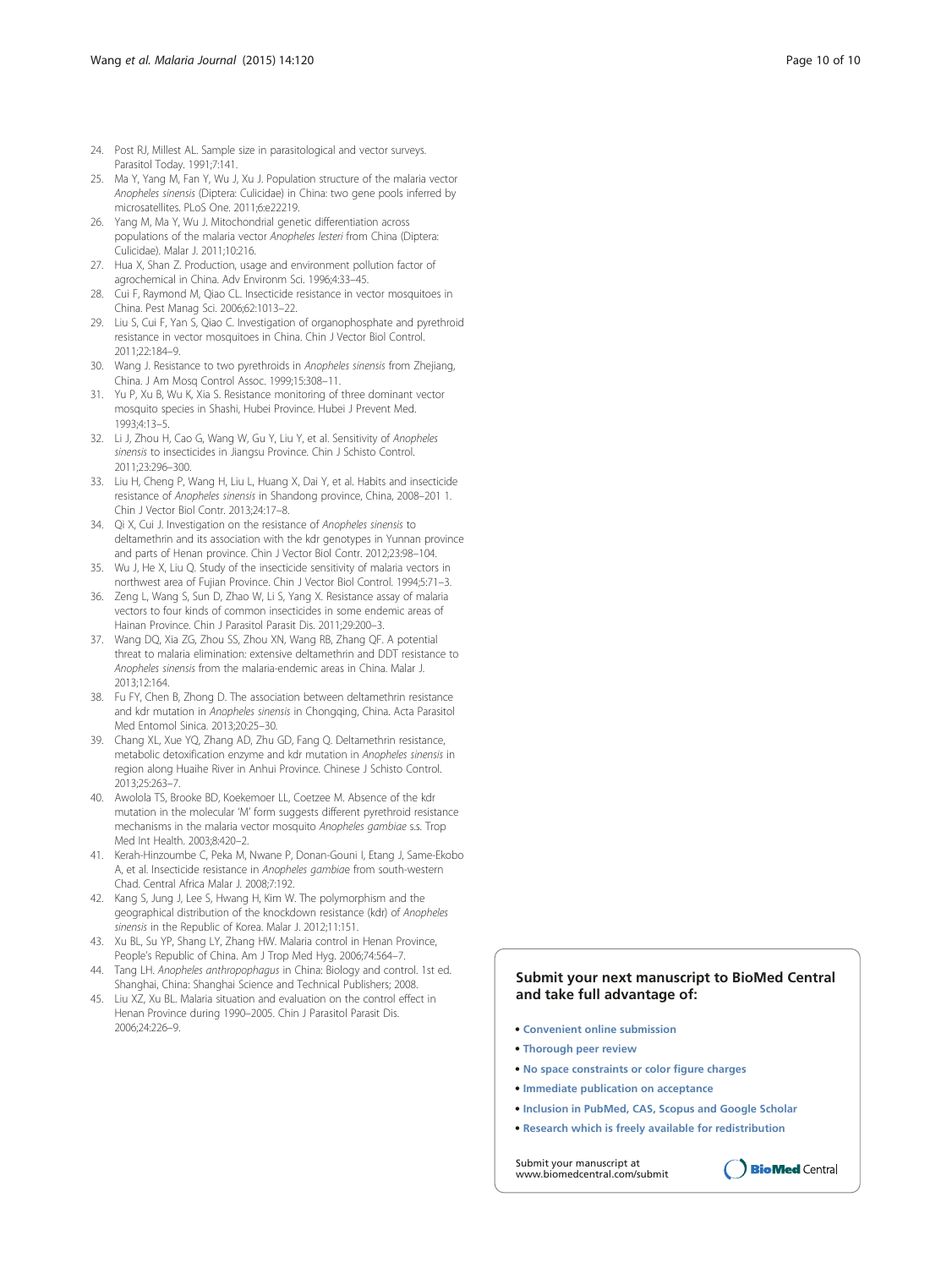24. Post RJ, Millest AL. Sample size in parasitological and vector surveys. Parasitol Today. 1991;7:141.
25. Ma Y, Yang M, Fan Y, Wu J, Xu J. Population structure of the malaria vector *Anopheles sinensis* (Diptera: Culicidae) in China: two gene pools inferred by microsatellites. PLoS One. 2011;6:e22219.
26. Yang M, Ma Y, Wu J. Mitochondrial genetic differentiation across populations of the malaria vector *Anopheles lesteri* from China (Diptera: Culicidae). Malar J. 2011;10:216.
27. Hua X, Shan Z. Production, usage and environment pollution factor of agrochemical in China. Adv Environm Sci. 1996;4:33–45.
28. Cui F, Raymond M, Qiao CL. Insecticide resistance in vector mosquitoes in China. Pest Manag Sci. 2006;62:1013–22.
29. Liu S, Cui F, Yan S, Qiao C. Investigation of organophosphate and pyrethroid resistance in vector mosquitoes in China. Chin J Vector Biol Control. 2011;22:184–9.
30. Wang J. Resistance to two pyrethroids in *Anopheles sinensis* from Zhejiang, China. J Am Mosq Control Assoc. 1999;15:308–11.
31. Yu P, Xu B, Wu K, Xia S. Resistance monitoring of three dominant vector mosquito species in Shashi, Hubei Province. Hubei J Prevent Med. 1993;4:13–5.
32. Li J, Zhou H, Cao G, Wang W, Gu Y, Liu Y, et al. Sensitivity of *Anopheles sinensis* to insecticides in Jiangsu Province. Chin J Schisto Control. 2011;23:296–300.
33. Liu H, Cheng P, Wang H, Liu L, Huang X, Dai Y, et al. Habits and insecticide resistance of *Anopheles sinensis* in Shandong province, China, 2008–201 1. Chin J Vector Biol Contr. 2013;24:17–8.
34. Qi X, Cui J. Investigation on the resistance of *Anopheles sinensis* to deltamethrin and its association with the kdr genotypes in Yunnan province and parts of Henan province. Chin J Vector Biol Contr. 2012;23:98–104.
35. Wu J, He X, Liu Q. Study of the insecticide sensitivity of malaria vectors in northwest area of Fujian Province. Chin J Vector Biol Control. 1994;5:71–3.
36. Zeng L, Wang S, Sun D, Zhao W, Li S, Yang X. Resistance assay of malaria vectors to four kinds of common insecticides in some endemic areas of Hainan Province. Chin J Parasitol Parasit Dis. 2011;29:200–3.
37. Wang DQ, Xia ZG, Zhou SS, Zhou XN, Wang RB, Zhang QF. A potential threat to malaria elimination: extensive deltamethrin and DDT resistance to *Anopheles sinensis* from the malaria-endemic areas in China. Malar J. 2013;12:164.
38. Fu FY, Chen B, Zhong D. The association between deltamethrin resistance and kdr mutation in *Anopheles sinensis* in Chongqing, China. Acta Parasitol Med Entomol Sinica. 2013;20:25–30.
39. Chang XL, Xue YQ, Zhang AD, Zhu GD, Fang Q. Deltamethrin resistance, metabolic detoxification enzyme and kdr mutation in *Anopheles sinensis* in region along Huaihe River in Anhui Province. Chinese J Schisto Control. 2013;25:263–7.
40. Awolola TS, Brooke BD, Koekemoer LL, Coetzee M. Absence of the kdr mutation in the molecular 'M' form suggests different pyrethroid resistance mechanisms in the malaria vector mosquito *Anopheles gambiae* s.s. Trop Med Int Health. 2003;8:420–2.
41. Kerah-Hinzoumbe C, Peka M, Nwane P, Donan-Gouni I, Etang J, Same-Ekobo A, et al. Insecticide resistance in *Anopheles gambiae* from south-western Chad. Central Africa Malar J. 2008;7:192.
42. Kang S, Jung J, Lee S, Hwang H, Kim W. The polymorphism and the geographical distribution of the knockdown resistance (kdr) of *Anopheles sinensis* in the Republic of Korea. Malar J. 2012;11:151.
43. Xu BL, Su YP, Shang LY, Zhang HW. Malaria control in Henan Province, People's Republic of China. Am J Trop Med Hyg. 2006;74:564–7.
44. Tang LH. *Anopheles anthropophagus* in China: Biology and control. 1st ed. Shanghai, China: Shanghai Science and Technical Publishers; 2008.
45. Liu XZ, Xu BL. Malaria situation and evaluation on the control effect in Henan Province during 1990–2005. Chin J Parasitol Parasit Dis. 2006;24:226–9.

**Submit your next manuscript to BioMed Central and take full advantage of:**

- **Convenient online submission**
- **Thorough peer review**
- **No space constraints or color figure charges**
- **Immediate publication on acceptance**
- **Inclusion in PubMed, CAS, Scopus and Google Scholar**
- **Research which is freely available for redistribution**

Submit your manuscript at
www.biomedcentral.com/submit

BioMed Central